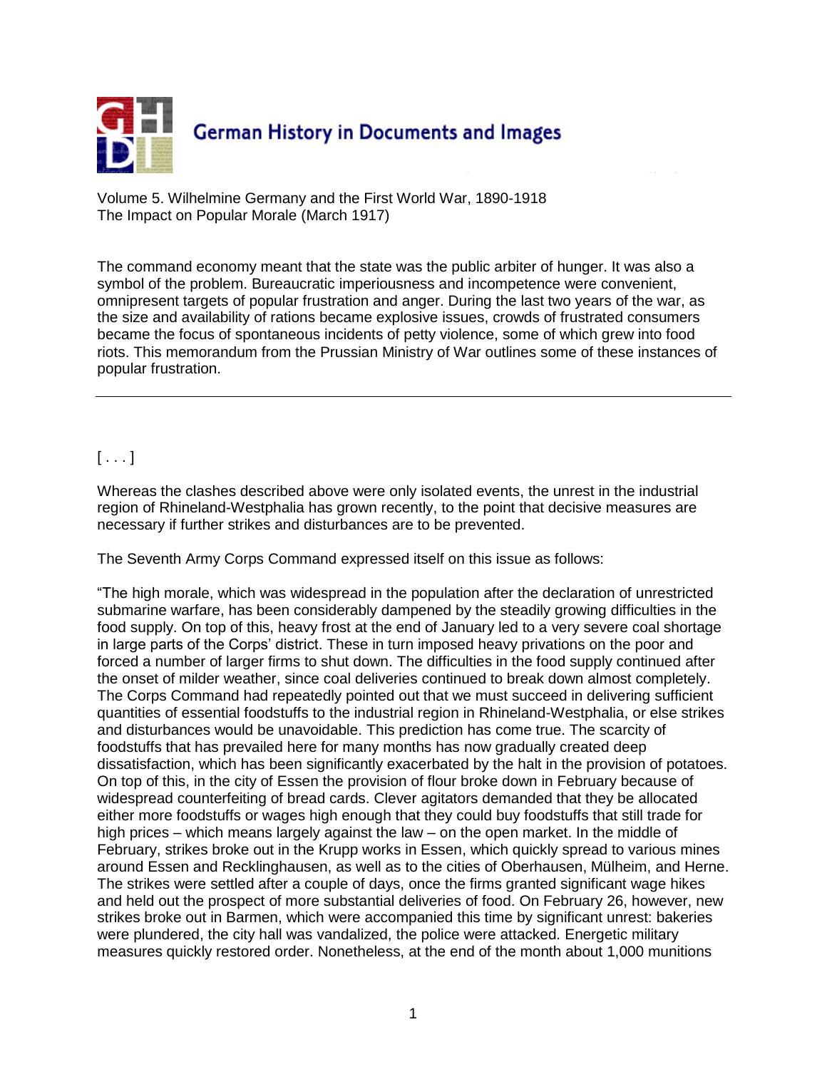# German History in Documents and Images

Volume 5. Wilhelmine Germany and the First World War, 1890-1918
The Impact on Popular Morale (March 1917)

The command economy meant that the state was the public arbiter of hunger. It was also a symbol of the problem. Bureaucratic imperiousness and incompetence were convenient, omnipresent targets of popular frustration and anger. During the last two years of the war, as the size and availability of rations became explosive issues, crowds of frustrated consumers became the focus of spontaneous incidents of petty violence, some of which grew into food riots. This memorandum from the Prussian Ministry of War outlines some of these instances of popular frustration.

---

[ . . . ]

Whereas the clashes described above were only isolated events, the unrest in the industrial region of Rhineland-Westphalia has grown recently, to the point that decisive measures are necessary if further strikes and disturbances are to be prevented.

The Seventh Army Corps Command expressed itself on this issue as follows:

"The high morale, which was widespread in the population after the declaration of unrestricted submarine warfare, has been considerably dampened by the steadily growing difficulties in the food supply. On top of this, heavy frost at the end of January led to a very severe coal shortage in large parts of the Corps' district. These in turn imposed heavy privations on the poor and forced a number of larger firms to shut down. The difficulties in the food supply continued after the onset of milder weather, since coal deliveries continued to break down almost completely. The Corps Command had repeatedly pointed out that we must succeed in delivering sufficient quantities of essential foodstuffs to the industrial region in Rhineland-Westphalia, or else strikes and disturbances would be unavoidable. This prediction has come true. The scarcity of foodstuffs that has prevailed here for many months has now gradually created deep dissatisfaction, which has been significantly exacerbated by the halt in the provision of potatoes. On top of this, in the city of Essen the provision of flour broke down in February because of widespread counterfeiting of bread cards. Clever agitators demanded that they be allocated either more foodstuffs or wages high enough that they could buy foodstuffs that still trade for high prices – which means largely against the law – on the open market. In the middle of February, strikes broke out in the Krupp works in Essen, which quickly spread to various mines around Essen and Recklinghausen, as well as to the cities of Oberhausen, Mülheim, and Herne. The strikes were settled after a couple of days, once the firms granted significant wage hikes and held out the prospect of more substantial deliveries of food. On February 26, however, new strikes broke out in Barmen, which were accompanied this time by significant unrest: bakeries were plundered, the city hall was vandalized, the police were attacked. Energetic military measures quickly restored order. Nonetheless, at the end of the month about 1,000 munitions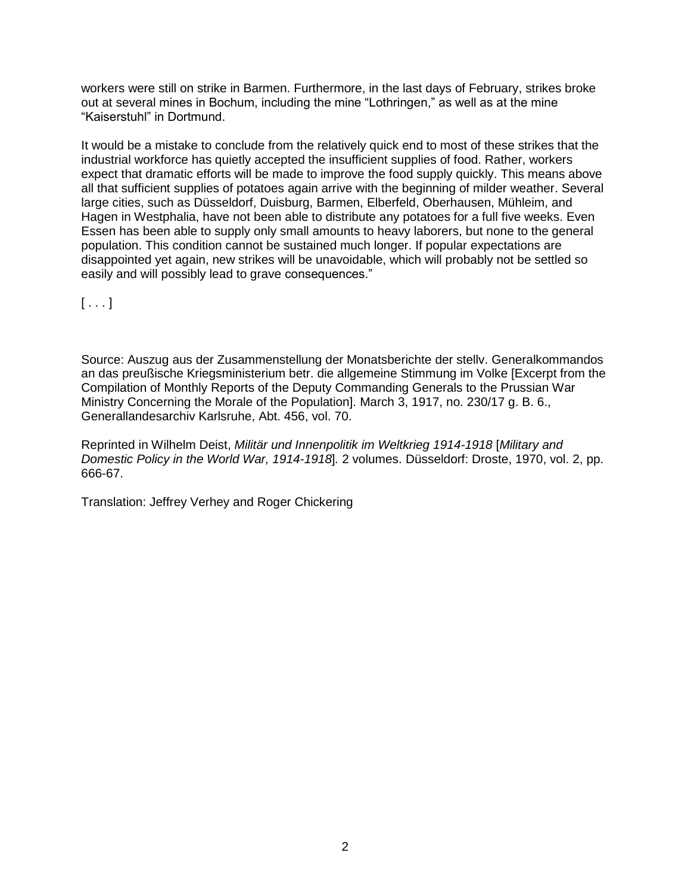workers were still on strike in Barmen. Furthermore, in the last days of February, strikes broke out at several mines in Bochum, including the mine "Lothringen," as well as at the mine "Kaiserstuhl" in Dortmund.

It would be a mistake to conclude from the relatively quick end to most of these strikes that the industrial workforce has quietly accepted the insufficient supplies of food. Rather, workers expect that dramatic efforts will be made to improve the food supply quickly. This means above all that sufficient supplies of potatoes again arrive with the beginning of milder weather. Several large cities, such as Düsseldorf, Duisburg, Barmen, Elberfeld, Oberhausen, Mühleim, and Hagen in Westphalia, have not been able to distribute any potatoes for a full five weeks. Even Essen has been able to supply only small amounts to heavy laborers, but none to the general population. This condition cannot be sustained much longer. If popular expectations are disappointed yet again, new strikes will be unavoidable, which will probably not be settled so easily and will possibly lead to grave consequences."

[ . . . ]

Source: Auszug aus der Zusammenstellung der Monatsberichte der stellv. Generalkommandos an das preußische Kriegsministerium betr. die allgemeine Stimmung im Volke [Excerpt from the Compilation of Monthly Reports of the Deputy Commanding Generals to the Prussian War Ministry Concerning the Morale of the Population]. March 3, 1917, no. 230/17 g. B. 6., Generallandesarchiv Karlsruhe, Abt. 456, vol. 70.

Reprinted in Wilhelm Deist, *Militär und Innenpolitik im Weltkrieg 1914-1918* [*Military and Domestic Policy in the World War, 1914-1918*]. 2 volumes. Düsseldorf: Droste, 1970, vol. 2, pp. 666-67.

Translation: Jeffrey Verhey and Roger Chickering